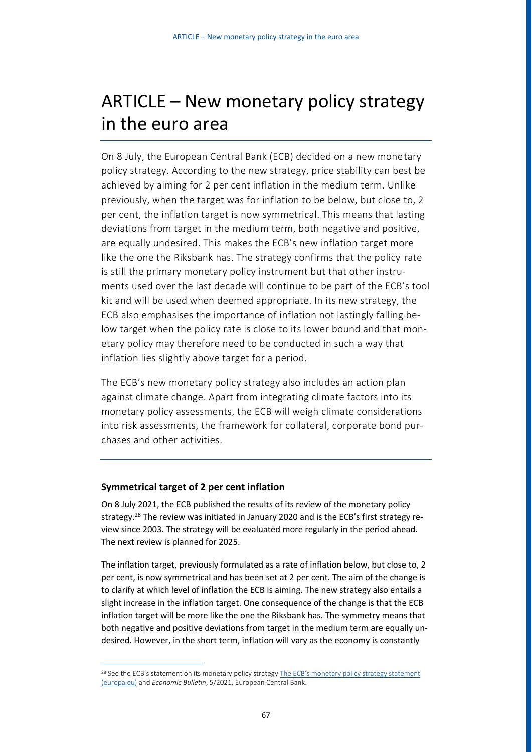# ARTICLE – New monetary policy strategy in the euro area

On 8 July, the European Central Bank (ECB) decided on a new monetary policy strategy. According to the new strategy, price stability can best be achieved by aiming for 2 per cent inflation in the medium term. Unlike previously, when the target was for inflation to be below, but close to, 2 per cent, the inflation target is now symmetrical. This means that lasting deviations from target in the medium term, both negative and positive, are equally undesired. This makes the ECB's new inflation target more like the one the Riksbank has. The strategy confirms that the policy rate is still the primary monetary policy instrument but that other instruments used over the last decade will continue to be part of the ECB's tool kit and will be used when deemed appropriate. In its new strategy, the ECB also emphasises the importance of inflation not lastingly falling below target when the policy rate is close to its lower bound and that monetary policy may therefore need to be conducted in such a way that inflation lies slightly above target for a period.

The ECB's new monetary policy strategy also includes an action plan against climate change. Apart from integrating climate factors into its monetary policy assessments, the ECB will weigh climate considerations into risk assessments, the framework for collateral, corporate bond purchases and other activities.

### Symmetrical target of 2 per cent inflation

On 8 July 2021, the ECB published the results of its review of the monetary policy strategy.[28] The review was initiated in January 2020 and is the ECB's first strategy review since 2003. The strategy will be evaluated more regularly in the period ahead. The next review is planned for 2025.

The inflation target, previously formulated as a rate of inflation below, but close to, 2 per cent, is now symmetrical and has been set at 2 per cent. The aim of the change is to clarify at which level of inflation the ECB is aiming. The new strategy also entails a slight increase in the inflation target. One consequence of the change is that the ECB inflation target will be more like the one the Riksbank has. The symmetry means that both negative and positive deviations from target in the medium term are equally undesired. However, in the short term, inflation will vary as the economy is constantly

[28] See the ECB's statement on its monetary policy strategy [The ECB's monetary policy strategy statement (europa.eu)](https://www.ecb.europa.eu) and *Economic Bulletin*, 5/2021, European Central Bank.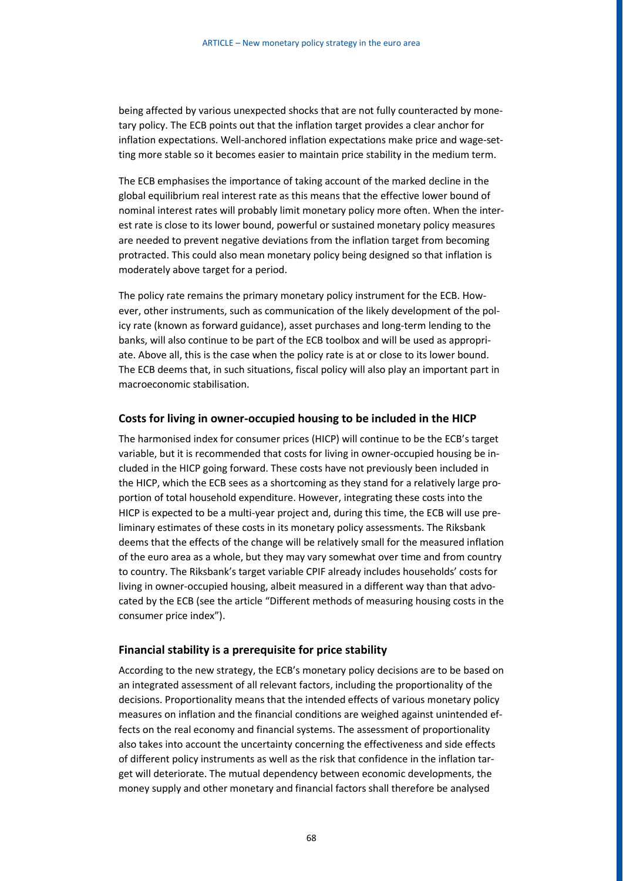being affected by various unexpected shocks that are not fully counteracted by monetary policy. The ECB points out that the inflation target provides a clear anchor for inflation expectations. Well-anchored inflation expectations make price and wage-setting more stable so it becomes easier to maintain price stability in the medium term.

The ECB emphasises the importance of taking account of the marked decline in the global equilibrium real interest rate as this means that the effective lower bound of nominal interest rates will probably limit monetary policy more often. When the interest rate is close to its lower bound, powerful or sustained monetary policy measures are needed to prevent negative deviations from the inflation target from becoming protracted. This could also mean monetary policy being designed so that inflation is moderately above target for a period.

The policy rate remains the primary monetary policy instrument for the ECB. However, other instruments, such as communication of the likely development of the policy rate (known as forward guidance), asset purchases and long-term lending to the banks, will also continue to be part of the ECB toolbox and will be used as appropriate. Above all, this is the case when the policy rate is at or close to its lower bound. The ECB deems that, in such situations, fiscal policy will also play an important part in macroeconomic stabilisation.

### Costs for living in owner-occupied housing to be included in the HICP

The harmonised index for consumer prices (HICP) will continue to be the ECB's target variable, but it is recommended that costs for living in owner-occupied housing be included in the HICP going forward. These costs have not previously been included in the HICP, which the ECB sees as a shortcoming as they stand for a relatively large proportion of total household expenditure. However, integrating these costs into the HICP is expected to be a multi-year project and, during this time, the ECB will use preliminary estimates of these costs in its monetary policy assessments. The Riksbank deems that the effects of the change will be relatively small for the measured inflation of the euro area as a whole, but they may vary somewhat over time and from country to country. The Riksbank's target variable CPIF already includes households' costs for living in owner-occupied housing, albeit measured in a different way than that advocated by the ECB (see the article "Different methods of measuring housing costs in the consumer price index").

### Financial stability is a prerequisite for price stability

According to the new strategy, the ECB's monetary policy decisions are to be based on an integrated assessment of all relevant factors, including the proportionality of the decisions. Proportionality means that the intended effects of various monetary policy measures on inflation and the financial conditions are weighed against unintended effects on the real economy and financial systems. The assessment of proportionality also takes into account the uncertainty concerning the effectiveness and side effects of different policy instruments as well as the risk that confidence in the inflation target will deteriorate. The mutual dependency between economic developments, the money supply and other monetary and financial factors shall therefore be analysed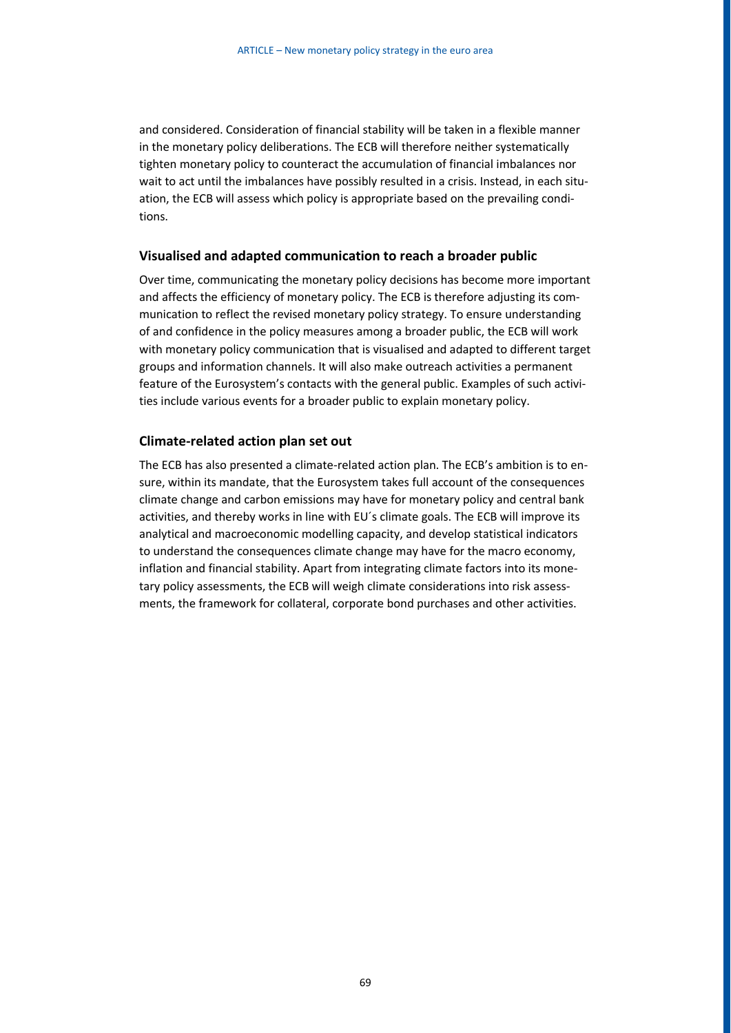and considered. Consideration of financial stability will be taken in a flexible manner in the monetary policy deliberations. The ECB will therefore neither systematically tighten monetary policy to counteract the accumulation of financial imbalances nor wait to act until the imbalances have possibly resulted in a crisis. Instead, in each situation, the ECB will assess which policy is appropriate based on the prevailing conditions.

### Visualised and adapted communication to reach a broader public

Over time, communicating the monetary policy decisions has become more important and affects the efficiency of monetary policy. The ECB is therefore adjusting its communication to reflect the revised monetary policy strategy. To ensure understanding of and confidence in the policy measures among a broader public, the ECB will work with monetary policy communication that is visualised and adapted to different target groups and information channels. It will also make outreach activities a permanent feature of the Eurosystem's contacts with the general public. Examples of such activities include various events for a broader public to explain monetary policy.

### Climate-related action plan set out

The ECB has also presented a climate-related action plan. The ECB's ambition is to ensure, within its mandate, that the Eurosystem takes full account of the consequences climate change and carbon emissions may have for monetary policy and central bank activities, and thereby works in line with EU´s climate goals. The ECB will improve its analytical and macroeconomic modelling capacity, and develop statistical indicators to understand the consequences climate change may have for the macro economy, inflation and financial stability. Apart from integrating climate factors into its monetary policy assessments, the ECB will weigh climate considerations into risk assessments, the framework for collateral, corporate bond purchases and other activities.